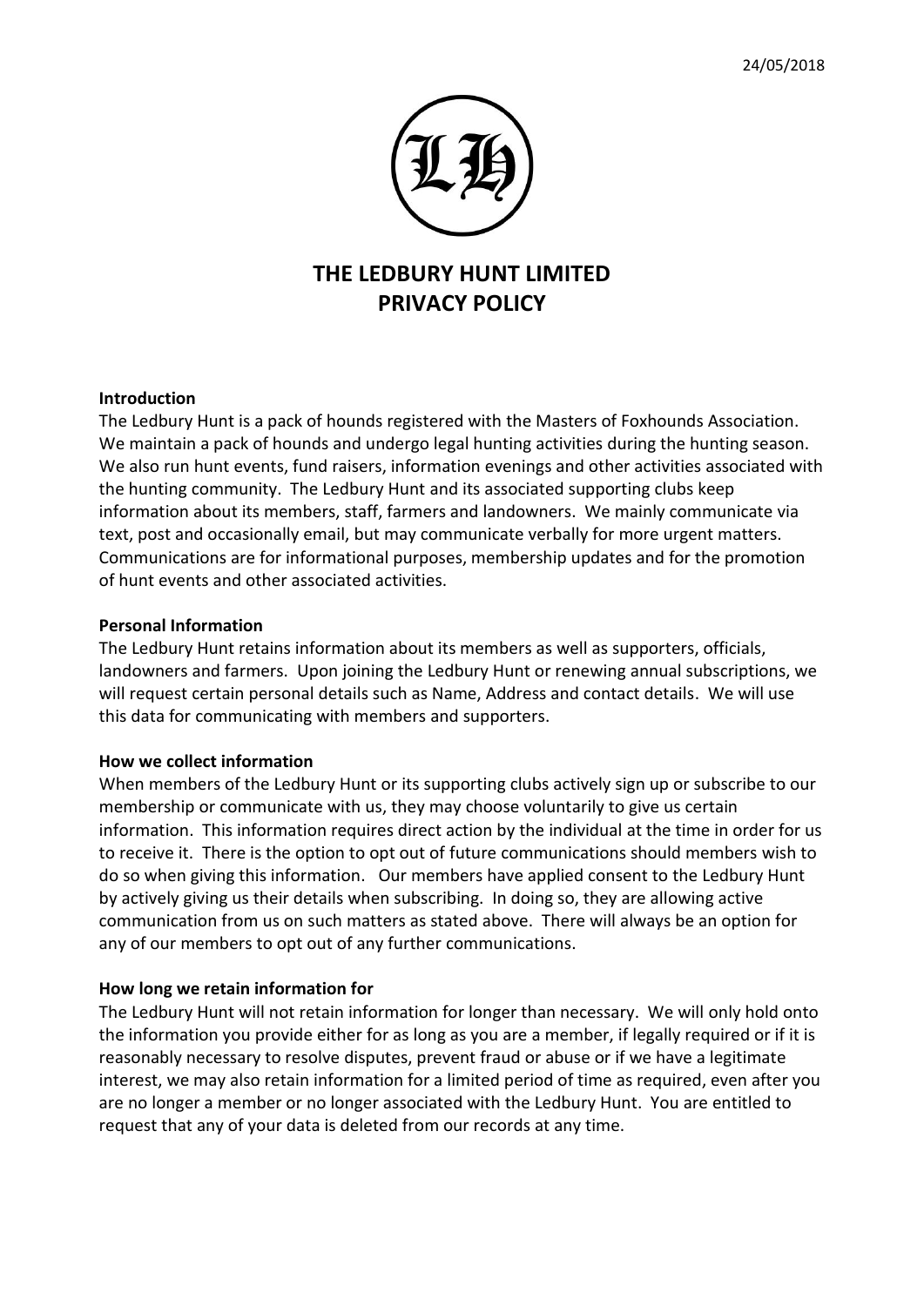24/05/2018

# THE LEDBURY HUNT LIMITED
# PRIVACY POLICY

**Introduction**

The Ledbury Hunt is a pack of hounds registered with the Masters of Foxhounds Association. We maintain a pack of hounds and undergo legal hunting activities during the hunting season. We also run hunt events, fund raisers, information evenings and other activities associated with the hunting community. The Ledbury Hunt and its associated supporting clubs keep information about its members, staff, farmers and landowners. We mainly communicate via text, post and occasionally email, but may communicate verbally for more urgent matters. Communications are for informational purposes, membership updates and for the promotion of hunt events and other associated activities.

**Personal Information**

The Ledbury Hunt retains information about its members as well as supporters, officials, landowners and farmers. Upon joining the Ledbury Hunt or renewing annual subscriptions, we will request certain personal details such as Name, Address and contact details. We will use this data for communicating with members and supporters.

**How we collect information**

When members of the Ledbury Hunt or its supporting clubs actively sign up or subscribe to our membership or communicate with us, they may choose voluntarily to give us certain information. This information requires direct action by the individual at the time in order for us to receive it. There is the option to opt out of future communications should members wish to do so when giving this information. Our members have applied consent to the Ledbury Hunt by actively giving us their details when subscribing. In doing so, they are allowing active communication from us on such matters as stated above. There will always be an option for any of our members to opt out of any further communications.

**How long we retain information for**

The Ledbury Hunt will not retain information for longer than necessary. We will only hold onto the information you provide either for as long as you are a member, if legally required or if it is reasonably necessary to resolve disputes, prevent fraud or abuse or if we have a legitimate interest, we may also retain information for a limited period of time as required, even after you are no longer a member or no longer associated with the Ledbury Hunt. You are entitled to request that any of your data is deleted from our records at any time.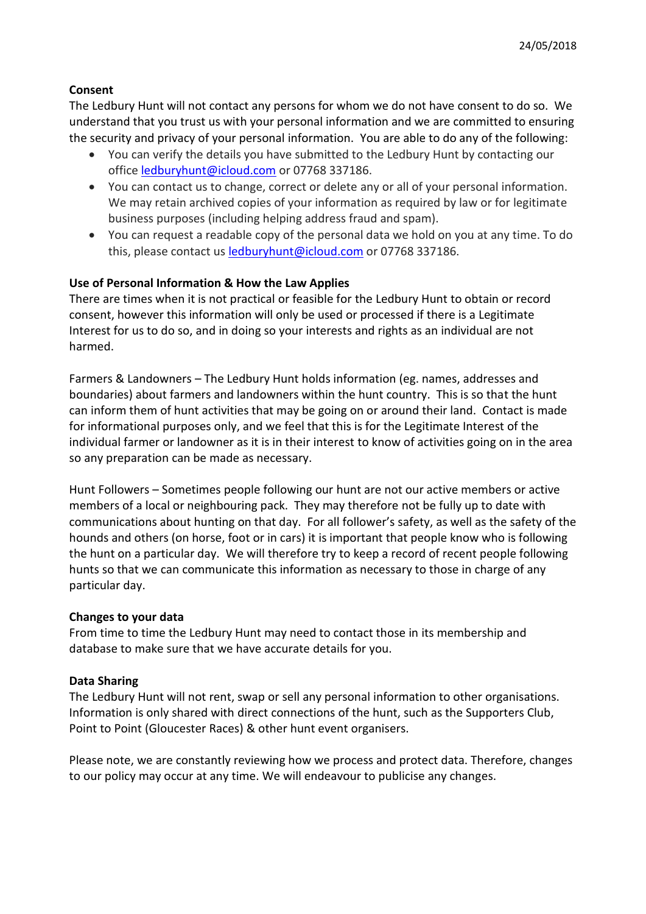24/05/2018

**Consent**

The Ledbury Hunt will not contact any persons for whom we do not have consent to do so. We understand that you trust us with your personal information and we are committed to ensuring the security and privacy of your personal information. You are able to do any of the following:

- You can verify the details you have submitted to the Ledbury Hunt by contacting our office ledburyhunt@icloud.com or 07768 337186.
- You can contact us to change, correct or delete any or all of your personal information. We may retain archived copies of your information as required by law or for legitimate business purposes (including helping address fraud and spam).
- You can request a readable copy of the personal data we hold on you at any time. To do this, please contact us ledburyhunt@icloud.com or 07768 337186.

**Use of Personal Information & How the Law Applies**

There are times when it is not practical or feasible for the Ledbury Hunt to obtain or record consent, however this information will only be used or processed if there is a Legitimate Interest for us to do so, and in doing so your interests and rights as an individual are not harmed.

Farmers & Landowners – The Ledbury Hunt holds information (eg. names, addresses and boundaries) about farmers and landowners within the hunt country. This is so that the hunt can inform them of hunt activities that may be going on or around their land. Contact is made for informational purposes only, and we feel that this is for the Legitimate Interest of the individual farmer or landowner as it is in their interest to know of activities going on in the area so any preparation can be made as necessary.

Hunt Followers – Sometimes people following our hunt are not our active members or active members of a local or neighbouring pack. They may therefore not be fully up to date with communications about hunting on that day. For all follower's safety, as well as the safety of the hounds and others (on horse, foot or in cars) it is important that people know who is following the hunt on a particular day. We will therefore try to keep a record of recent people following hunts so that we can communicate this information as necessary to those in charge of any particular day.

**Changes to your data**

From time to time the Ledbury Hunt may need to contact those in its membership and database to make sure that we have accurate details for you.

**Data Sharing**

The Ledbury Hunt will not rent, swap or sell any personal information to other organisations. Information is only shared with direct connections of the hunt, such as the Supporters Club, Point to Point (Gloucester Races) & other hunt event organisers.

Please note, we are constantly reviewing how we process and protect data. Therefore, changes to our policy may occur at any time. We will endeavour to publicise any changes.